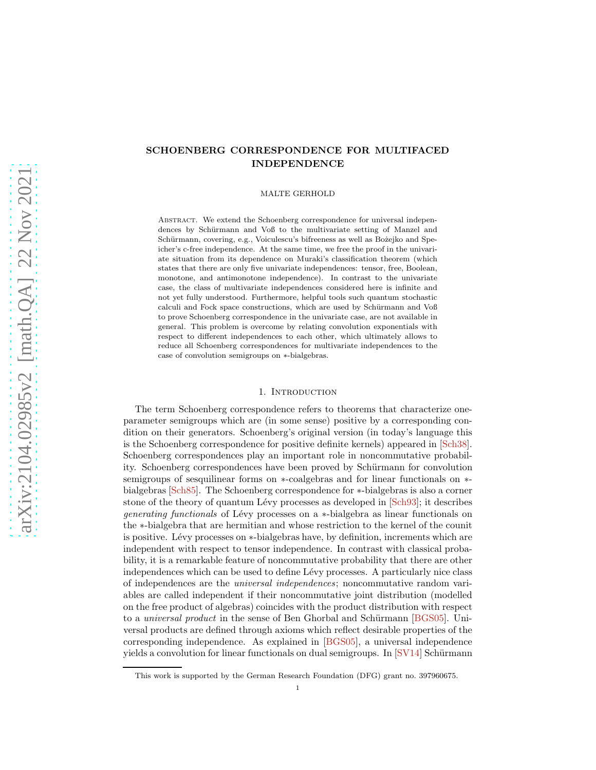# SCHOENBERG CORRESPONDENCE FOR MULTIFACED INDEPENDENCE

MALTE GERHOLD

Abstract. We extend the Schoenberg correspondence for universal independences by Schürmann and Voß to the multivariate setting of Manzel and Schürmann, covering, e.g., Voiculescu's bifreeness as well as Bożejko and Speicher's c-free independence. At the same time, we free the proof in the univariate situation from its dependence on Muraki's classification theorem (which states that there are only five univariate independences: tensor, free, Boolean, monotone, and antimonotone independence). In contrast to the univariate case, the class of multivariate independences considered here is infinite and not yet fully understood. Furthermore, helpful tools such quantum stochastic calculi and Fock space constructions, which are used by Schürmann and Voß to prove Schoenberg correspondence in the univariate case, are not available in general. This problem is overcome by relating convolution exponentials with respect to different independences to each other, which ultimately allows to reduce all Schoenberg correspondences for multivariate independences to the case of convolution semigroups on $*$-bialgebras.

## 1. Introduction

The term Schoenberg correspondence refers to theorems that characterize one-parameter semigroups which are (in some sense) positive by a corresponding condition on their generators. Schoenberg's original version (in today's language this is the Schoenberg correspondence for positive definite kernels) appeared in [Sch38]. Schoenberg correspondences play an important role in noncommutative probability. Schoenberg correspondences have been proved by Schürmann for convolution semigroups of sesquilinear forms on $*$-coalgebras and for linear functionals on $*$-bialgebras [Sch85]. The Schoenberg correspondence for $*$-bialgebras is also a corner stone of the theory of quantum Lévy processes as developed in [Sch93]; it describes *generating functionals* of Lévy processes on a $*$-bialgebra as linear functionals on the $*$-bialgebra that are hermitian and whose restriction to the kernel of the counit is positive. Lévy processes on $*$-bialgebras have, by definition, increments which are independent with respect to tensor independence. In contrast with classical probability, it is a remarkable feature of noncommutative probability that there are other independences which can be used to define Lévy processes. A particularly nice class of independences are the *universal independences*; noncommutative random variables are called independent if their noncommutative joint distribution (modelled on the free product of algebras) coincides with the product distribution with respect to a *universal product* in the sense of Ben Ghorbal and Schürmann [BGS05]. Universal products are defined through axioms which reflect desirable properties of the corresponding independence. As explained in [BGS05], a universal independence yields a convolution for linear functionals on dual semigroups. In [SV14] Schürmann

This work is supported by the German Research Foundation (DFG) grant no. 397960675.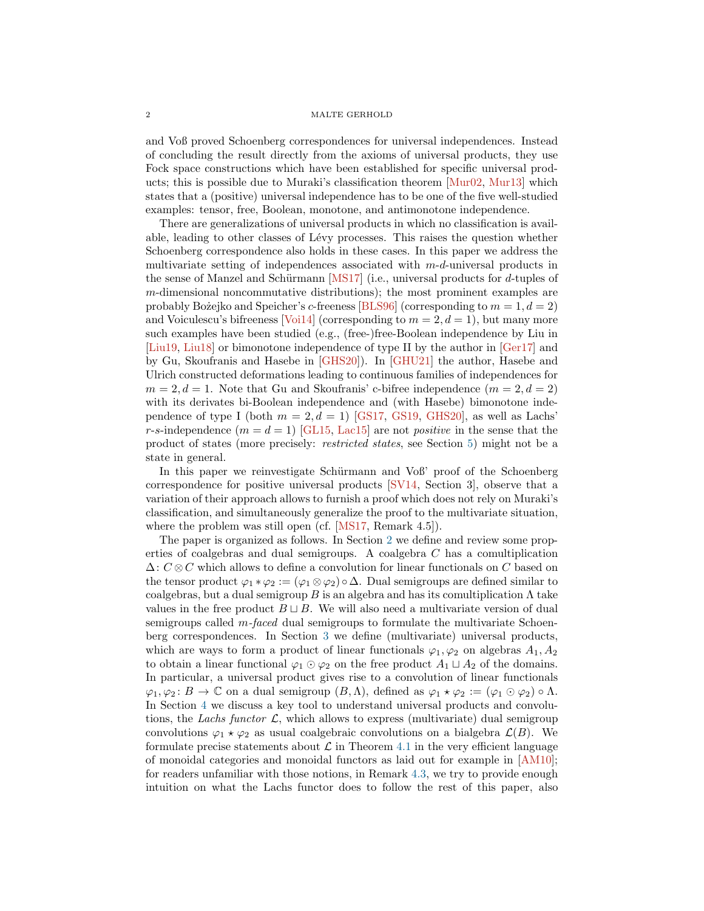and Voß proved Schoenberg correspondences for universal independences. Instead of concluding the result directly from the axioms of universal products, they use Fock space constructions which have been established for specific universal products; this is possible due to Muraki's classification theorem [Mur02, Mur13] which states that a (positive) universal independence has to be one of the five well-studied examples: tensor, free, Boolean, monotone, and antimonotone independence.

There are generalizations of universal products in which no classification is available, leading to other classes of Lévy processes. This raises the question whether Schoenberg correspondence also holds in these cases. In this paper we address the multivariate setting of independences associated with $m$-$d$-universal products in the sense of Manzel and Schürmann [MS17] (i.e., universal products for $d$-tuples of $m$-dimensional noncommutative distributions); the most prominent examples are probably Bożejko and Speicher's $c$-freeness [BLS96] (corresponding to $m = 1, d = 2$) and Voiculescu's bifreeness [Voi14] (corresponding to $m = 2, d = 1$), but many more such examples have been studied (e.g., (free-)free-Boolean independence by Liu in [Liu19, Liu18] or bimonotone independence of type II by the author in [Ger17] and by Gu, Skoufranis and Hasebe in [GHS20]). In [GHU21] the author, Hasebe and Ulrich constructed deformations leading to continuous families of independences for $m = 2, d = 1$. Note that Gu and Skoufranis' c-bifree independence ($m = 2, d = 2$) with its derivates bi-Boolean independence and (with Hasebe) bimonotone independence of type I (both $m = 2, d = 1$) [GS17, GS19, GHS20], as well as Lachs' $r$-$s$-independence ($m = d = 1$) [GL15, Lac15] are not *positive* in the sense that the product of states (more precisely: *restricted states*, see Section 5) might not be a state in general.

In this paper we reinvestigate Schürmann and Voß' proof of the Schoenberg correspondence for positive universal products [SV14, Section 3], observe that a variation of their approach allows to furnish a proof which does not rely on Muraki's classification, and simultaneously generalize the proof to the multivariate situation, where the problem was still open (cf. [MS17, Remark 4.5]).

The paper is organized as follows. In Section 2 we define and review some properties of coalgebras and dual semigroups. A coalgebra $C$ has a comultiplication $\Delta\colon C \otimes C$ which allows to define a convolution for linear functionals on $C$ based on the tensor product $\varphi_1 * \varphi_2 := (\varphi_1 \otimes \varphi_2) \circ \Delta$. Dual semigroups are defined similar to coalgebras, but a dual semigroup $B$ is an algebra and has its comultiplication $\Lambda$ take values in the free product $B \sqcup B$. We will also need a multivariate version of dual semigroups called *m-faced* dual semigroups to formulate the multivariate Schoenberg correspondences. In Section 3 we define (multivariate) universal products, which are ways to form a product of linear functionals $\varphi_1, \varphi_2$ on algebras $A_1, A_2$ to obtain a linear functional $\varphi_1 \odot \varphi_2$ on the free product $A_1 \sqcup A_2$ of the domains. In particular, a universal product gives rise to a convolution of linear functionals $\varphi_1, \varphi_2\colon B \to \mathbb{C}$ on a dual semigroup $(B, \Lambda)$, defined as $\varphi_1 \star \varphi_2 := (\varphi_1 \odot \varphi_2) \circ \Lambda$. In Section 4 we discuss a key tool to understand universal products and convolutions, the *Lachs functor* $\mathcal{L}$, which allows to express (multivariate) dual semigroup convolutions $\varphi_1 \star \varphi_2$ as usual coalgebraic convolutions on a bialgebra $\mathcal{L}(B)$. We formulate precise statements about $\mathcal{L}$ in Theorem 4.1 in the very efficient language of monoidal categories and monoidal functors as laid out for example in [AM10]; for readers unfamiliar with those notions, in Remark 4.3, we try to provide enough intuition on what the Lachs functor does to follow the rest of this paper, also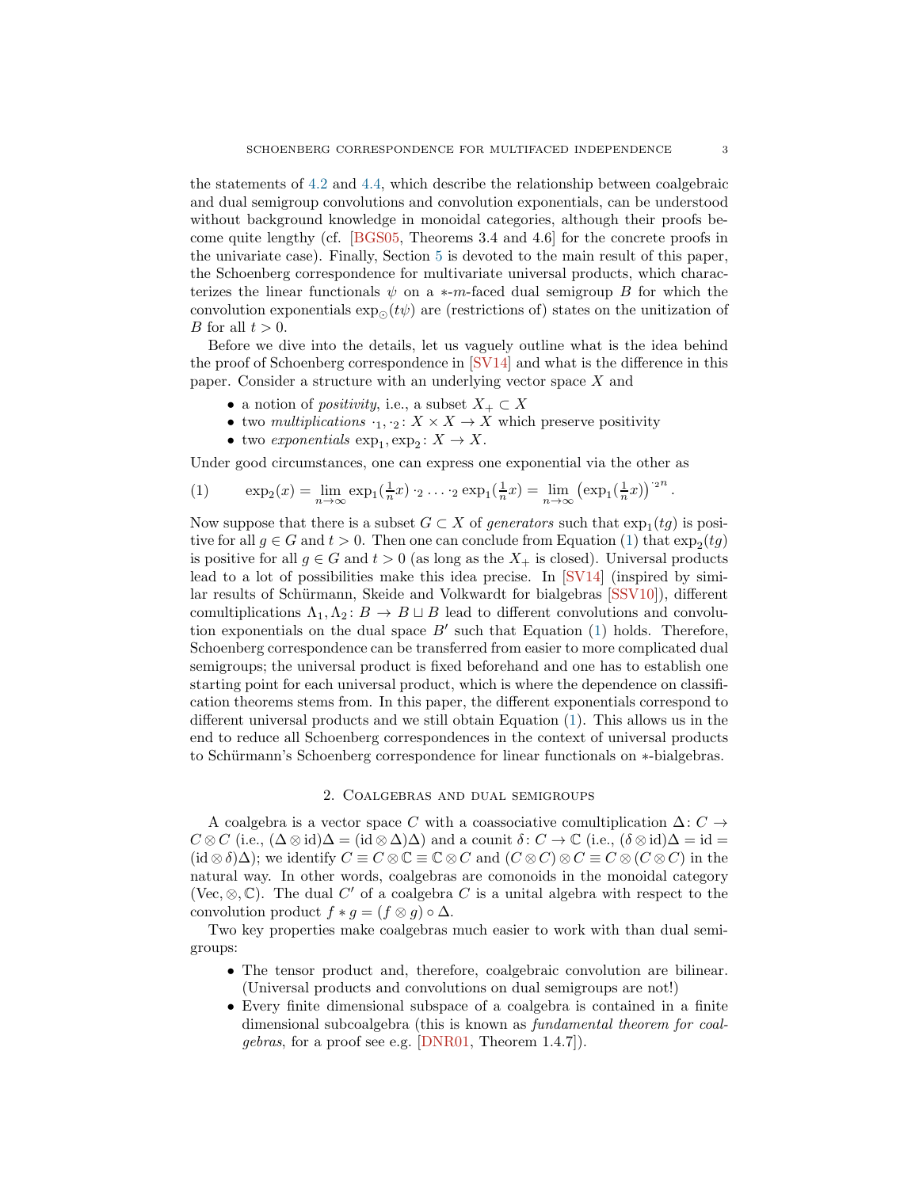the statements of 4.2 and 4.4, which describe the relationship between coalgebraic and dual semigroup convolutions and convolution exponentials, can be understood without background knowledge in monoidal categories, although their proofs become quite lengthy (cf. [BGS05, Theorems 3.4 and 4.6] for the concrete proofs in the univariate case). Finally, Section 5 is devoted to the main result of this paper, the Schoenberg correspondence for multivariate universal products, which characterizes the linear functionals $\psi$ on a $*$-$m$-faced dual semigroup $B$ for which the convolution exponentials $\exp_{\odot}(t\psi)$ are (restrictions of) states on the unitization of $B$ for all $t > 0$.

Before we dive into the details, let us vaguely outline what is the idea behind the proof of Schoenberg correspondence in [SV14] and what is the difference in this paper. Consider a structure with an underlying vector space $X$ and

- a notion of *positivity*, i.e., a subset $X_+ \subset X$
- two *multiplications* $\cdot_1, \cdot_2 \colon X \times X \to X$ which preserve positivity
- two *exponentials* $\exp_1, \exp_2 \colon X \to X$.

Under good circumstances, one can express one exponential via the other as

$$\exp_2(x) = \lim_{n\to\infty} \exp_1(\tfrac{1}{n}x) \cdot_2 \ldots \cdot_2 \exp_1(\tfrac{1}{n}x) = \lim_{n\to\infty} \left(\exp_1(\tfrac{1}{n}x)\right)^{\cdot_2 n}. \tag{1}$$

Now suppose that there is a subset $G \subset X$ of *generators* such that $\exp_1(tg)$ is positive for all $g \in G$ and $t > 0$. Then one can conclude from Equation (1) that $\exp_2(tg)$ is positive for all $g \in G$ and $t > 0$ (as long as the $X_+$ is closed). Universal products lead to a lot of possibilities make this idea precise. In [SV14] (inspired by similar results of Schürmann, Skeide and Volkwardt for bialgebras [SSV10]), different comultiplications $\Lambda_1, \Lambda_2 \colon B \to B \sqcup B$ lead to different convolutions and convolution exponentials on the dual space $B'$ such that Equation (1) holds. Therefore, Schoenberg correspondence can be transferred from easier to more complicated dual semigroups; the universal product is fixed beforehand and one has to establish one starting point for each universal product, which is where the dependence on classification theorems stems from. In this paper, the different exponentials correspond to different universal products and we still obtain Equation (1). This allows us in the end to reduce all Schoenberg correspondences in the context of universal products to Schürmann's Schoenberg correspondence for linear functionals on $*$-bialgebras.

## 2. Coalgebras and dual semigroups

A coalgebra is a vector space $C$ with a coassociative comultiplication $\Delta \colon C \to C \otimes C$ (i.e., $(\Delta \otimes \mathrm{id})\Delta = (\mathrm{id} \otimes \Delta)\Delta$) and a counit $\delta \colon C \to \mathbb{C}$ (i.e., $(\delta \otimes \mathrm{id})\Delta = \mathrm{id} = (\mathrm{id} \otimes \delta)\Delta$); we identify $C \equiv C \otimes \mathbb{C} \equiv \mathbb{C} \otimes C$ and $(C \otimes C) \otimes C \equiv C \otimes (C \otimes C)$ in the natural way. In other words, coalgebras are comonoids in the monoidal category $(\mathrm{Vec}, \otimes, \mathbb{C})$. The dual $C'$ of a coalgebra $C$ is a unital algebra with respect to the convolution product $f * g = (f \otimes g) \circ \Delta$.

Two key properties make coalgebras much easier to work with than dual semigroups:

- The tensor product and, therefore, coalgebraic convolution are bilinear. (Universal products and convolutions on dual semigroups are not!)
- Every finite dimensional subspace of a coalgebra is contained in a finite dimensional subcoalgebra (this is known as *fundamental theorem for coalgebras*, for a proof see e.g. [DNR01, Theorem 1.4.7]).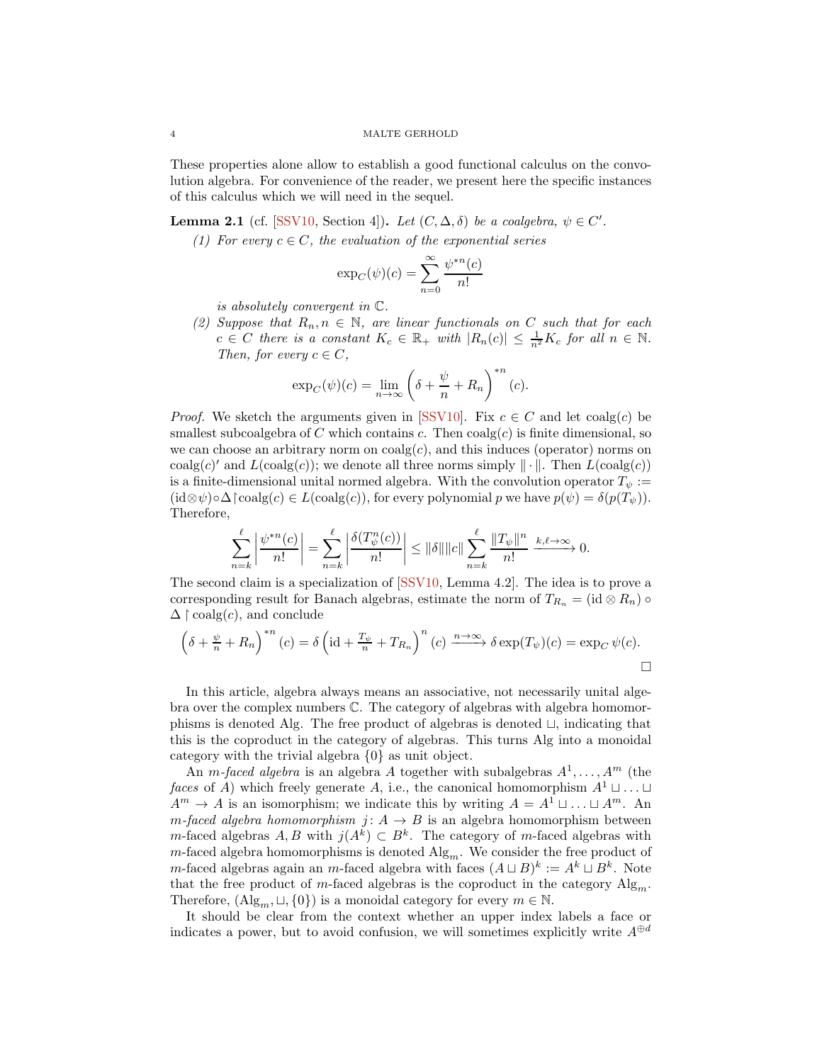These properties alone allow to establish a good functional calculus on the convolution algebra. For convenience of the reader, we present here the specific instances of this calculus which we will need in the sequel.

**Lemma 2.1** (cf. [SSV10, Section 4])**.** *Let $(C, \Delta, \delta)$ be a coalgebra, $\psi \in C'$.*

*(1) For every $c \in C$, the evaluation of the exponential series*

$$\exp_C(\psi)(c) = \sum_{n=0}^{\infty} \frac{\psi^{*n}(c)}{n!}$$

*is absolutely convergent in $\mathbb{C}$.*

*(2) Suppose that $R_n, n \in \mathbb{N}$, are linear functionals on $C$ such that for each $c \in C$ there is a constant $K_c \in \mathbb{R}_+$ with $|R_n(c)| \leq \frac{1}{n^2} K_c$ for all $n \in \mathbb{N}$. Then, for every $c \in C$,*

$$\exp_C(\psi)(c) = \lim_{n\to\infty} \left(\delta + \frac{\psi}{n} + R_n\right)^{*n}(c).$$

*Proof.* We sketch the arguments given in [SSV10]. Fix $c \in C$ and let $\operatorname{coalg}(c)$ be smallest subcoalgebra of $C$ which contains $c$. Then $\operatorname{coalg}(c)$ is finite dimensional, so we can choose an arbitrary norm on $\operatorname{coalg}(c)$, and this induces (operator) norms on $\operatorname{coalg}(c)'$ and $L(\operatorname{coalg}(c))$; we denote all three norms simply $\|\cdot\|$. Then $L(\operatorname{coalg}(c))$ is a finite-dimensional unital normed algebra. With the convolution operator $T_\psi := (\mathrm{id}\otimes\psi)\circ\Delta\restriction\operatorname{coalg}(c) \in L(\operatorname{coalg}(c))$, for every polynomial $p$ we have $p(\psi) = \delta(p(T_\psi))$. Therefore,

$$\sum_{n=k}^{\ell} \left|\frac{\psi^{*n}(c)}{n!}\right| = \sum_{n=k}^{\ell} \left|\frac{\delta(T_\psi^n(c))}{n!}\right| \leq \|\delta\|\|c\| \sum_{n=k}^{\ell} \frac{\|T_\psi\|^n}{n!} \xrightarrow{k,\ell\to\infty} 0.$$

The second claim is a specialization of [SSV10, Lemma 4.2]. The idea is to prove a corresponding result for Banach algebras, estimate the norm of $T_{R_n} = (\mathrm{id} \otimes R_n) \circ \Delta \restriction \operatorname{coalg}(c)$, and conclude

$$\left(\delta + \tfrac{\psi}{n} + R_n\right)^{*n}(c) = \delta\left(\mathrm{id} + \tfrac{T_\psi}{n} + T_{R_n}\right)^n(c) \xrightarrow{n\to\infty} \delta \exp(T_\psi)(c) = \exp_C \psi(c).$$

□

In this article, algebra always means an associative, not necessarily unital algebra over the complex numbers $\mathbb{C}$. The category of algebras with algebra homomorphisms is denoted Alg. The free product of algebras is denoted $\sqcup$, indicating that this is the coproduct in the category of algebras. This turns Alg into a monoidal category with the trivial algebra $\{0\}$ as unit object.

An *$m$-faced algebra* is an algebra $A$ together with subalgebras $A^1, \dots, A^m$ (the *faces* of $A$) which freely generate $A$, i.e., the canonical homomorphism $A^1 \sqcup \dots \sqcup A^m \to A$ is an isomorphism; we indicate this by writing $A = A^1 \sqcup \dots \sqcup A^m$. An *$m$-faced algebra homomorphism* $j\colon A \to B$ is an algebra homomorphism between $m$-faced algebras $A, B$ with $j(A^k) \subset B^k$. The category of $m$-faced algebras with $m$-faced algebra homomorphisms is denoted $\mathrm{Alg}_m$. We consider the free product of $m$-faced algebras again an $m$-faced algebra with faces $(A \sqcup B)^k := A^k \sqcup B^k$. Note that the free product of $m$-faced algebras is the coproduct in the category $\mathrm{Alg}_m$. Therefore, $(\mathrm{Alg}_m, \sqcup, \{0\})$ is a monoidal category for every $m \in \mathbb{N}$.

It should be clear from the context whether an upper index labels a face or indicates a power, but to avoid confusion, we will sometimes explicitly write $A^{\oplus d}$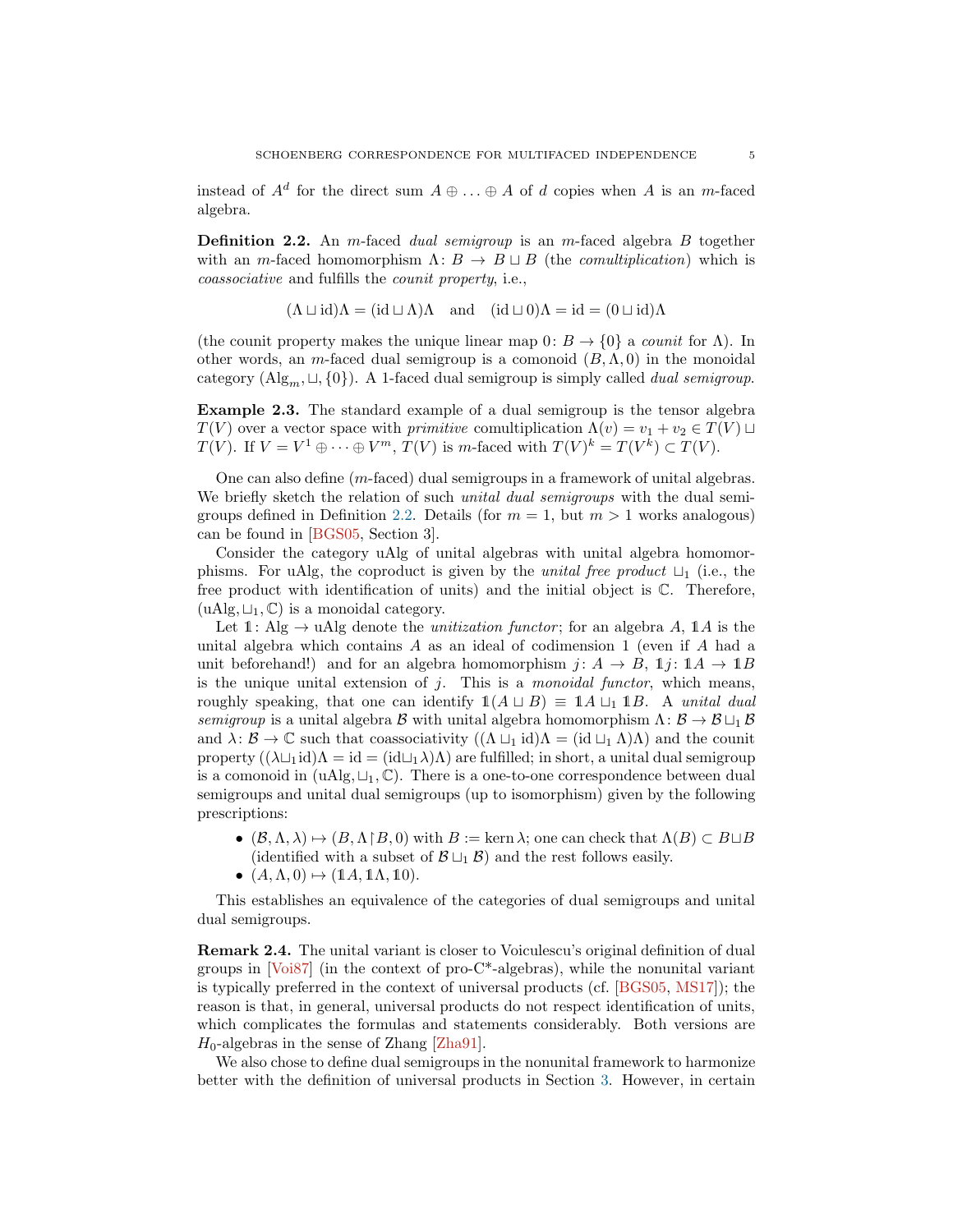instead of $A^d$ for the direct sum $A \oplus \ldots \oplus A$ of $d$ copies when $A$ is an $m$-faced algebra.

**Definition 2.2.** An $m$-faced *dual semigroup* is an $m$-faced algebra $B$ together with an $m$-faced homomorphism $\Lambda\colon B \to B \sqcup B$ (the *comultiplication*) which is *coassociative* and fulfills the *counit property*, i.e.,

$$(\Lambda \sqcup \mathrm{id})\Lambda = (\mathrm{id} \sqcup \Lambda)\Lambda \quad \text{and} \quad (\mathrm{id} \sqcup 0)\Lambda = \mathrm{id} = (0 \sqcup \mathrm{id})\Lambda$$

(the counit property makes the unique linear map $0\colon B \to \{0\}$ a *counit* for $\Lambda$). In other words, an $m$-faced dual semigroup is a comonoid $(B, \Lambda, 0)$ in the monoidal category $(\mathrm{Alg}_m, \sqcup, \{0\})$. A 1-faced dual semigroup is simply called *dual semigroup*.

**Example 2.3.** The standard example of a dual semigroup is the tensor algebra $T(V)$ over a vector space with *primitive* comultiplication $\Lambda(v) = v_1 + v_2 \in T(V) \sqcup T(V)$. If $V = V^1 \oplus \cdots \oplus V^m$, $T(V)$ is $m$-faced with $T(V)^k = T(V^k) \subset T(V)$.

One can also define ($m$-faced) dual semigroups in a framework of unital algebras. We briefly sketch the relation of such *unital dual semigroups* with the dual semigroups defined in Definition 2.2. Details (for $m = 1$, but $m > 1$ works analogous) can be found in [BGS05, Section 3].

Consider the category uAlg of unital algebras with unital algebra homomorphisms. For uAlg, the coproduct is given by the *unital free product* $\sqcup_1$ (i.e., the free product with identification of units) and the initial object is $\mathbb{C}$. Therefore, $(\mathrm{uAlg}, \sqcup_1, \mathbb{C})$ is a monoidal category.

Let $\mathbb{1}\colon \mathrm{Alg} \to \mathrm{uAlg}$ denote the *unitization functor*; for an algebra $A$, $\mathbb{1}A$ is the unital algebra which contains $A$ as an ideal of codimension 1 (even if $A$ had a unit beforehand!) and for an algebra homomorphism $j\colon A \to B$, $\mathbb{1}j\colon \mathbb{1}A \to \mathbb{1}B$ is the unique unital extension of $j$. This is a *monoidal functor*, which means, roughly speaking, that one can identify $\mathbb{1}(A \sqcup B) \equiv \mathbb{1}A \sqcup_1 \mathbb{1}B$. A *unital dual semigroup* is a unital algebra $\mathcal{B}$ with unital algebra homomorphisms $\Lambda\colon \mathcal{B} \to \mathcal{B} \sqcup_1 \mathcal{B}$ and $\lambda\colon \mathcal{B} \to \mathbb{C}$ such that coassociativity ($(\Lambda \sqcup_1 \mathrm{id})\Lambda = (\mathrm{id} \sqcup_1 \Lambda)\Lambda$) and the counit property ($(\lambda \sqcup_1 \mathrm{id})\Lambda = \mathrm{id} = (\mathrm{id} \sqcup_1 \lambda)\Lambda$) are fulfilled; in short, a unital dual semigroup is a comonoid in $(\mathrm{uAlg}, \sqcup_1, \mathbb{C})$. There is a one-to-one correspondence between dual semigroups and unital dual semigroups (up to isomorphism) given by the following prescriptions:

- $(\mathcal{B}, \Lambda, \lambda) \mapsto (B, \Lambda{\restriction}B, 0)$ with $B := \ker \lambda$; one can check that $\Lambda(B) \subset B \sqcup B$ (identified with a subset of $\mathcal{B} \sqcup_1 \mathcal{B}$) and the rest follows easily.
- $(A, \Lambda, 0) \mapsto (\mathbb{1}A, \mathbb{1}\Lambda, \mathbb{1}0)$.

This establishes an equivalence of the categories of dual semigroups and unital dual semigroups.

**Remark 2.4.** The unital variant is closer to Voiculescu's original definition of dual groups in [Voi87] (in the context of pro-C*-algebras), while the nonunital variant is typically preferred in the context of universal products (cf. [BGS05, MS17]); the reason is that, in general, universal products do not respect identification of units, which complicates the formulas and statements considerably. Both versions are $H_0$-algebras in the sense of Zhang [Zha91].

We also chose to define dual semigroups in the nonunital framework to harmonize better with the definition of universal products in Section 3. However, in certain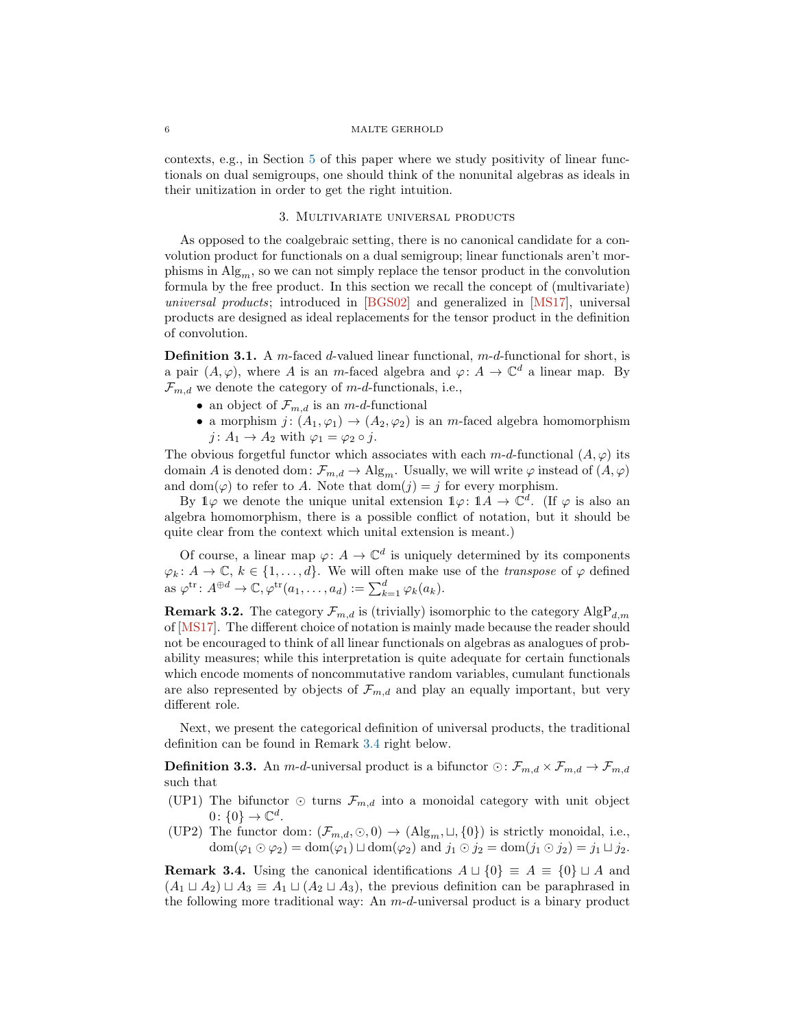contexts, e.g., in Section 5 of this paper where we study positivity of linear functionals on dual semigroups, one should think of the nonunital algebras as ideals in their unitization in order to get the right intuition.

## 3. Multivariate universal products

As opposed to the coalgebraic setting, there is no canonical candidate for a convolution product for functionals on a dual semigroup; linear functionals aren't morphisms in $\mathrm{Alg}_m$, so we can not simply replace the tensor product in the convolution formula by the free product. In this section we recall the concept of (multivariate) *universal products*; introduced in [BGS02] and generalized in [MS17], universal products are designed as ideal replacements for the tensor product in the definition of convolution.

**Definition 3.1.** A $m$-faced $d$-valued linear functional, $m$-$d$-functional for short, is a pair $(A, \varphi)$, where $A$ is an $m$-faced algebra and $\varphi\colon A \to \mathbb{C}^d$ a linear map. By $\mathcal{F}_{m,d}$ we denote the category of $m$-$d$-functionals, i.e.,

- an object of $\mathcal{F}_{m,d}$ is an $m$-$d$-functional
- a morphism $j\colon (A_1, \varphi_1) \to (A_2, \varphi_2)$ is an $m$-faced algebra homomorphism $j\colon A_1 \to A_2$ with $\varphi_1 = \varphi_2 \circ j$.

The obvious forgetful functor which associates with each $m$-$d$-functional $(A, \varphi)$ its domain $A$ is denoted $\mathrm{dom}\colon \mathcal{F}_{m,d} \to \mathrm{Alg}_m$. Usually, we will write $\varphi$ instead of $(A, \varphi)$ and $\mathrm{dom}(\varphi)$ to refer to $A$. Note that $\mathrm{dom}(j) = j$ for every morphism.

By $\mathbb{1}\varphi$ we denote the unique unital extension $\mathbb{1}\varphi\colon \mathbb{1}A \to \mathbb{C}^d$. (If $\varphi$ is also an algebra homomorphism, there is a possible conflict of notation, but it should be quite clear from the context which unital extension is meant.)

Of course, a linear map $\varphi\colon A \to \mathbb{C}^d$ is uniquely determined by its components $\varphi_k\colon A \to \mathbb{C}$, $k \in \{1, \ldots, d\}$. We will often make use of the *transpose* of $\varphi$ defined as $\varphi^{\mathrm{tr}}\colon A^{\oplus d} \to \mathbb{C}, \varphi^{\mathrm{tr}}(a_1, \ldots, a_d) := \sum_{k=1}^{d} \varphi_k(a_k)$.

**Remark 3.2.** The category $\mathcal{F}_{m,d}$ is (trivially) isomorphic to the category $\mathrm{AlgP}_{d,m}$ of [MS17]. The different choice of notation is mainly made because the reader should not be encouraged to think of all linear functionals on algebras as analogues of probability measures; while this interpretation is quite adequate for certain functionals which encode moments of noncommutative random variables, cumulant functionals are also represented by objects of $\mathcal{F}_{m,d}$ and play an equally important, but very different role.

Next, we present the categorical definition of universal products, the traditional definition can be found in Remark 3.4 right below.

**Definition 3.3.** An $m$-$d$-universal product is a bifunctor $\odot\colon \mathcal{F}_{m,d} \times \mathcal{F}_{m,d} \to \mathcal{F}_{m,d}$ such that

(UP1) The bifunctor $\odot$ turns $\mathcal{F}_{m,d}$ into a monoidal category with unit object $0\colon \{0\} \to \mathbb{C}^d$.

(UP2) The functor $\mathrm{dom}\colon (\mathcal{F}_{m,d}, \odot, 0) \to (\mathrm{Alg}_m, \sqcup, \{0\})$ is strictly monoidal, i.e., $\mathrm{dom}(\varphi_1 \odot \varphi_2) = \mathrm{dom}(\varphi_1) \sqcup \mathrm{dom}(\varphi_2)$ and $j_1 \odot j_2 = \mathrm{dom}(j_1 \odot j_2) = j_1 \sqcup j_2$.

**Remark 3.4.** Using the canonical identifications $A \sqcup \{0\} \equiv A \equiv \{0\} \sqcup A$ and $(A_1 \sqcup A_2) \sqcup A_3 \equiv A_1 \sqcup (A_2 \sqcup A_3)$, the previous definition can be paraphrased in the following more traditional way: An $m$-$d$-universal product is a binary product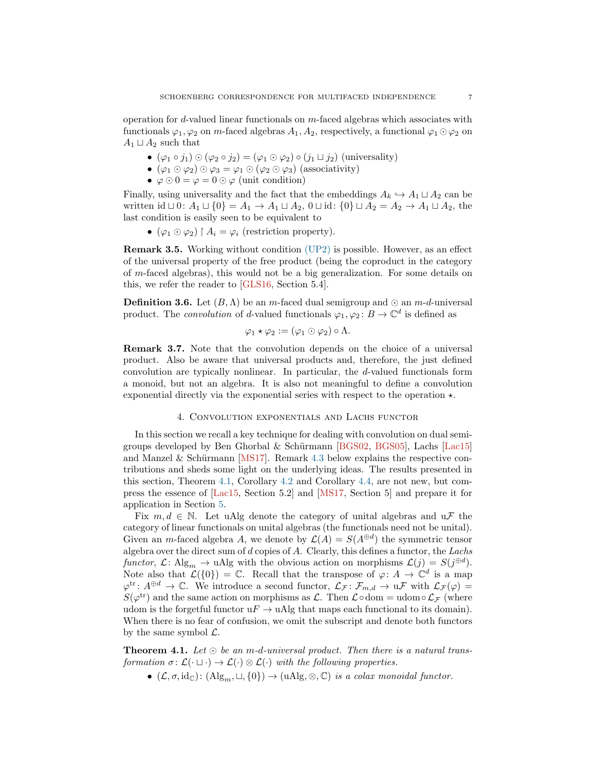operation for $d$-valued linear functionals on $m$-faced algebras which associates with functionals $\varphi_1, \varphi_2$ on $m$-faced algebras $A_1, A_2$, respectively, a functional $\varphi_1 \odot \varphi_2$ on $A_1 \sqcup A_2$ such that

- $(\varphi_1 \circ j_1) \odot (\varphi_2 \circ j_2) = (\varphi_1 \odot \varphi_2) \circ (j_1 \sqcup j_2)$ (universality)
- $(\varphi_1 \odot \varphi_2) \odot \varphi_3 = \varphi_1 \odot (\varphi_2 \odot \varphi_3)$ (associativity)
- $\varphi \odot 0 = \varphi = 0 \odot \varphi$ (unit condition)

Finally, using universality and the fact that the embeddings $A_k \hookrightarrow A_1 \sqcup A_2$ can be written $\mathrm{id} \sqcup 0\colon A_1 \sqcup \{0\} = A_1 \to A_1 \sqcup A_2$, $0 \sqcup \mathrm{id}\colon \{0\} \sqcup A_2 = A_2 \to A_1 \sqcup A_2$, the last condition is easily seen to be equivalent to

- $(\varphi_1 \odot \varphi_2) \restriction A_i = \varphi_i$ (restriction property).

**Remark 3.5.** Working without condition (UP2) is possible. However, as an effect of the universal property of the free product (being the coproduct in the category of $m$-faced algebras), this would not be a big generalization. For some details on this, we refer the reader to [GLS16, Section 5.4].

**Definition 3.6.** Let $(B, \Lambda)$ be an $m$-faced dual semigroup and $\odot$ an $m$-$d$-universal product. The *convolution* of $d$-valued functionals $\varphi_1, \varphi_2\colon B \to \mathbb{C}^d$ is defined as

$$\varphi_1 \star \varphi_2 := (\varphi_1 \odot \varphi_2) \circ \Lambda.$$

**Remark 3.7.** Note that the convolution depends on the choice of a universal product. Also be aware that universal products and, therefore, the just defined convolution are typically nonlinear. In particular, the $d$-valued functionals form a monoid, but not an algebra. It is also not meaningful to define a convolution exponential directly via the exponential series with respect to the operation $\star$.

## 4. Convolution exponentials and Lachs functor

In this section we recall a key technique for dealing with convolution on dual semigroups developed by Ben Ghorbal & Schürmann [BGS02, BGS05], Lachs [Lac15] and Manzel & Schürmann [MS17]. Remark 4.3 below explains the respective contributions and sheds some light on the underlying ideas. The results presented in this section, Theorem 4.1, Corollary 4.2 and Corollary 4.4, are not new, but compress the essence of [Lac15, Section 5.2] and [MS17, Section 5] and prepare it for application in Section 5.

Fix $m, d \in \mathbb{N}$. Let uAlg denote the category of unital algebras and u$\mathcal{F}$ the category of linear functionals on unital algebras (the functionals need not be unital). Given an $m$-faced algebra $A$, we denote by $\mathcal{L}(A) = S(A^{\oplus d})$ the symmetric tensor algebra over the direct sum of $d$ copies of $A$. Clearly, this defines a functor, the *Lachs functor*, $\mathcal{L}\colon \mathrm{Alg}_m \to \mathrm{uAlg}$ with the obvious action on morphisms $\mathcal{L}(j) = S(j^{\oplus d})$. Note also that $\mathcal{L}(\{0\}) = \mathbb{C}$. Recall that the transpose of $\varphi\colon A \to \mathbb{C}^d$ is a map $\varphi^{\mathrm{tr}}\colon A^{\oplus d} \to \mathbb{C}$. We introduce a second functor, $\mathcal{L}_{\mathcal{F}}\colon \mathcal{F}_{m,d} \to \mathrm{u}\mathcal{F}$ with $\mathcal{L}_{\mathcal{F}}(\varphi) = S(\varphi^{\mathrm{tr}})$ and the same action on morphisms as $\mathcal{L}$. Then $\mathcal{L} \circ \mathrm{dom} = \mathrm{udom} \circ \mathcal{L}_{\mathcal{F}}$ (where udom is the forgetful functor $\mathrm{u}F \to \mathrm{uAlg}$ that maps each functional to its domain). When there is no fear of confusion, we omit the subscript and denote both functors by the same symbol $\mathcal{L}$.

**Theorem 4.1.** *Let $\odot$ be an $m$-$d$-universal product. Then there is a natural transformation $\sigma\colon \mathcal{L}(\cdot \sqcup \cdot) \to \mathcal{L}(\cdot) \otimes \mathcal{L}(\cdot)$ with the following properties.*

- $(\mathcal{L}, \sigma, \mathrm{id}_{\mathbb{C}})\colon (\mathrm{Alg}_m, \sqcup, \{0\}) \to (\mathrm{uAlg}, \otimes, \mathbb{C})$ *is a colax monoidal functor.*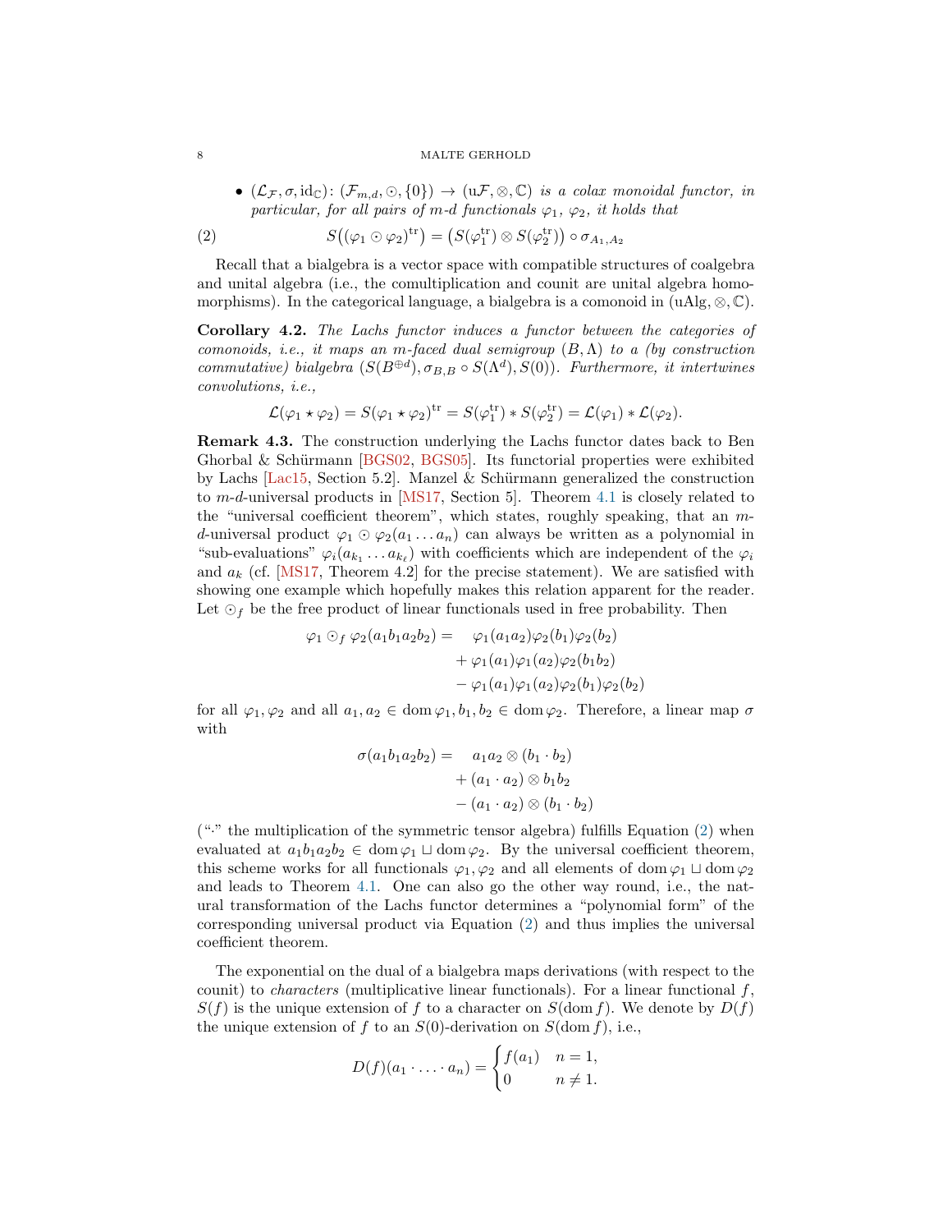- $(\mathcal{L}_\mathcal{F}, \sigma, \mathrm{id}_\mathbb{C})\colon (\mathcal{F}_{m,d}, \odot, \{0\}) \to (\mathrm{u}\mathcal{F}, \otimes, \mathbb{C})$ *is a colax monoidal functor, in particular, for all pairs of m-d functionals* $\varphi_1$, $\varphi_2$, *it holds that*

$$S\big((\varphi_1 \odot \varphi_2)^{\mathrm{tr}}\big) = \big(S(\varphi_1^{\mathrm{tr}}) \otimes S(\varphi_2^{\mathrm{tr}})\big) \circ \sigma_{A_1,A_2} \tag{2}$$

Recall that a bialgebra is a vector space with compatible structures of coalgebra and unital algebra (i.e., the comultiplication and counit are unital algebra homomorphisms). In the categorical language, a bialgebra is a comonoid in $(\mathrm{uAlg}, \otimes, \mathbb{C})$.

**Corollary 4.2.** *The Lachs functor induces a functor between the categories of comonoids, i.e., it maps an m-faced dual semigroup* $(B, \Lambda)$ *to a (by construction commutative) bialgebra* $(S(B^{\oplus d}), \sigma_{B,B} \circ S(\Lambda^d), S(0))$. *Furthermore, it intertwines convolutions, i.e.,*

$$\mathcal{L}(\varphi_1 \star \varphi_2) = S(\varphi_1 \star \varphi_2)^{\mathrm{tr}} = S(\varphi_1^{\mathrm{tr}}) * S(\varphi_2^{\mathrm{tr}}) = \mathcal{L}(\varphi_1) * \mathcal{L}(\varphi_2).$$

**Remark 4.3.** The construction underlying the Lachs functor dates back to Ben Ghorbal & Schürmann [BGS02, BGS05]. Its functorial properties were exhibited by Lachs [Lac15, Section 5.2]. Manzel & Schürmann generalized the construction to $m$-$d$-universal products in [MS17, Section 5]. Theorem 4.1 is closely related to the "universal coefficient theorem", which states, roughly speaking, that an $m$-$d$-universal product $\varphi_1 \odot \varphi_2(a_1 \ldots a_n)$ can always be written as a polynomial in "sub-evaluations" $\varphi_i(a_{k_1} \ldots a_{k_\ell})$ with coefficients which are independent of the $\varphi_i$ and $a_k$ (cf. [MS17, Theorem 4.2] for the precise statement). We are satisfied with showing one example which hopefully makes this relation apparent for the reader. Let $\odot_f$ be the free product of linear functionals used in free probability. Then

$$\begin{aligned}\varphi_1 \odot_f \varphi_2(a_1 b_1 a_2 b_2) = {} & \varphi_1(a_1 a_2)\varphi_2(b_1)\varphi_2(b_2) \\ & + \varphi_1(a_1)\varphi_1(a_2)\varphi_2(b_1 b_2) \\ & - \varphi_1(a_1)\varphi_1(a_2)\varphi_2(b_1)\varphi_2(b_2)\end{aligned}$$

for all $\varphi_1, \varphi_2$ and all $a_1, a_2 \in \operatorname{dom}\varphi_1, b_1, b_2 \in \operatorname{dom}\varphi_2$. Therefore, a linear map $\sigma$ with

$$\begin{aligned}\sigma(a_1 b_1 a_2 b_2) = {} & a_1 a_2 \otimes (b_1 \cdot b_2) \\ & + (a_1 \cdot a_2) \otimes b_1 b_2 \\ & - (a_1 \cdot a_2) \otimes (b_1 \cdot b_2)\end{aligned}$$

("$\cdot$" the multiplication of the symmetric tensor algebra) fulfills Equation (2) when evaluated at $a_1 b_1 a_2 b_2 \in \operatorname{dom}\varphi_1 \sqcup \operatorname{dom}\varphi_2$. By the universal coefficient theorem, this scheme works for all functionals $\varphi_1, \varphi_2$ and all elements of $\operatorname{dom}\varphi_1 \sqcup \operatorname{dom}\varphi_2$ and leads to Theorem 4.1. One can also go the other way round, i.e., the natural transformation of the Lachs functor determines a "polynomial form" of the corresponding universal product via Equation (2) and thus implies the universal coefficient theorem.

The exponential on the dual of a bialgebra maps derivations (with respect to the counit) to *characters* (multiplicative linear functionals). For a linear functional $f$, $S(f)$ is the unique extension of $f$ to a character on $S(\operatorname{dom} f)$. We denote by $D(f)$ the unique extension of $f$ to an $S(0)$-derivation on $S(\operatorname{dom} f)$, i.e.,

$$D(f)(a_1 \cdot \ldots \cdot a_n) = \begin{cases} f(a_1) & n = 1, \\ 0 & n \neq 1. \end{cases}$$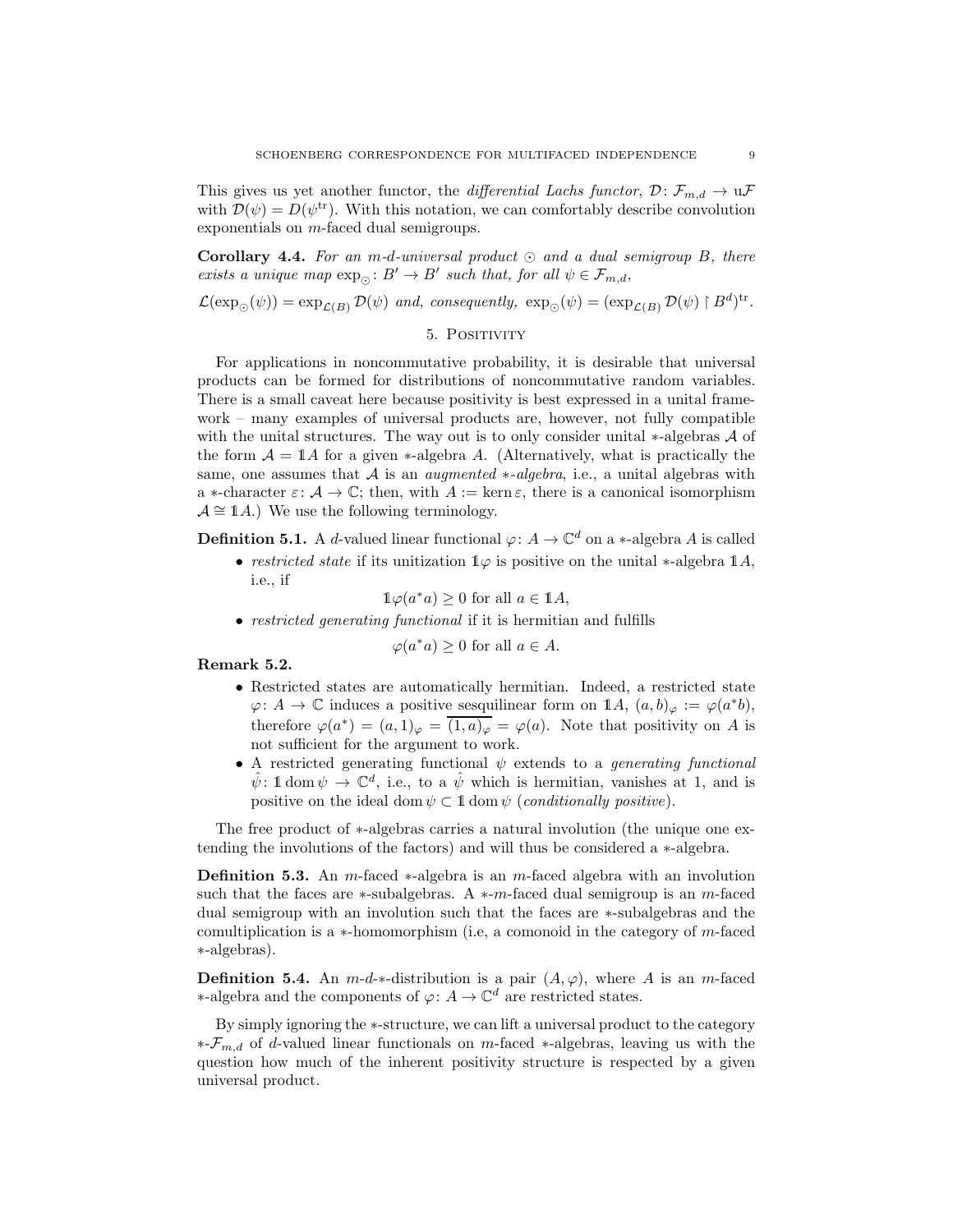This gives us yet another functor, the *differential Lachs functor*, $\mathcal{D}\colon \mathcal{F}_{m,d} \to \mathrm{u}\mathcal{F}$ with $\mathcal{D}(\psi) = D(\psi^{\mathrm{tr}})$. With this notation, we can comfortably describe convolution exponentials on $m$-faced dual semigroups.

**Corollary 4.4.** *For an $m$-$d$-universal product $\odot$ and a dual semigroup $B$, there exists a unique map $\exp_{\odot}\colon B' \to B'$ such that, for all $\psi \in \mathcal{F}_{m,d}$,*

$\mathcal{L}(\exp_{\odot}(\psi)) = \exp_{\mathcal{L}(B)} \mathcal{D}(\psi)$ *and, consequently,* $\exp_{\odot}(\psi) = (\exp_{\mathcal{L}(B)} \mathcal{D}(\psi) \restriction B^d)^{\mathrm{tr}}$.

## 5. Positivity

For applications in noncommutative probability, it is desirable that universal products can be formed for distributions of noncommutative random variables. There is a small caveat here because positivity is best expressed in a unital framework – many examples of universal products are, however, not fully compatible with the unital structures. The way out is to only consider unital $*$-algebras $\mathcal{A}$ of the form $\mathcal{A} = \mathbb{1}A$ for a given $*$-algebra $A$. (Alternatively, what is practically the same, one assumes that $\mathcal{A}$ is an *augmented $*$-algebra*, i.e., a unital algebras with a $*$-character $\varepsilon\colon \mathcal{A} \to \mathbb{C}$; then, with $A := \operatorname{kern} \varepsilon$, there is a canonical isomorphism $\mathcal{A} \cong \mathbb{1}A$.) We use the following terminology.

**Definition 5.1.** A $d$-valued linear functional $\varphi\colon A \to \mathbb{C}^d$ on a $*$-algebra $A$ is called

- *restricted state* if its unitization $\mathbb{1}\varphi$ is positive on the unital $*$-algebra $\mathbb{1}A$, i.e., if
$$\mathbb{1}\varphi(a^*a) \geq 0 \text{ for all } a \in \mathbb{1}A,$$
- *restricted generating functional* if it is hermitian and fulfills
$$\varphi(a^*a) \geq 0 \text{ for all } a \in A.$$

**Remark 5.2.**

- Restricted states are automatically hermitian. Indeed, a restricted state $\varphi\colon A \to \mathbb{C}$ induces a positive sesquilinear form on $\mathbb{1}A$, $(a,b)_\varphi := \varphi(a^*b)$, therefore $\varphi(a^*) = (a,1)_\varphi = \overline{(1,a)_\varphi} = \varphi(a)$. Note that positivity on $A$ is not sufficient for the argument to work.
- A restricted generating functional $\psi$ extends to a *generating functional* $\hat{\psi}\colon \mathbb{1} \operatorname{dom} \psi \to \mathbb{C}^d$, i.e., to a $\hat{\psi}$ which is hermitian, vanishes at 1, and is positive on the ideal $\operatorname{dom} \psi \subset \mathbb{1} \operatorname{dom} \psi$ (*conditionally positive*).

The free product of $*$-algebras carries a natural involution (the unique one extending the involutions of the factors) and will thus be considered a $*$-algebra.

**Definition 5.3.** An $m$-faced $*$-algebra is an $m$-faced algebra with an involution such that the faces are $*$-subalgebras. A $*$-$m$-faced dual semigroup is an $m$-faced dual semigroup with an involution such that the faces are $*$-subalgebras and the comultiplication is a $*$-homomorphism (i.e, a comonoid in the category of $m$-faced $*$-algebras).

**Definition 5.4.** An $m$-$d$-$*$-distribution is a pair $(A, \varphi)$, where $A$ is an $m$-faced $*$-algebra and the components of $\varphi\colon A \to \mathbb{C}^d$ are restricted states.

By simply ignoring the $*$-structure, we can lift a universal product to the category $*$-$\mathcal{F}_{m,d}$ of $d$-valued linear functionals on $m$-faced $*$-algebras, leaving us with the question how much of the inherent positivity structure is respected by a given universal product.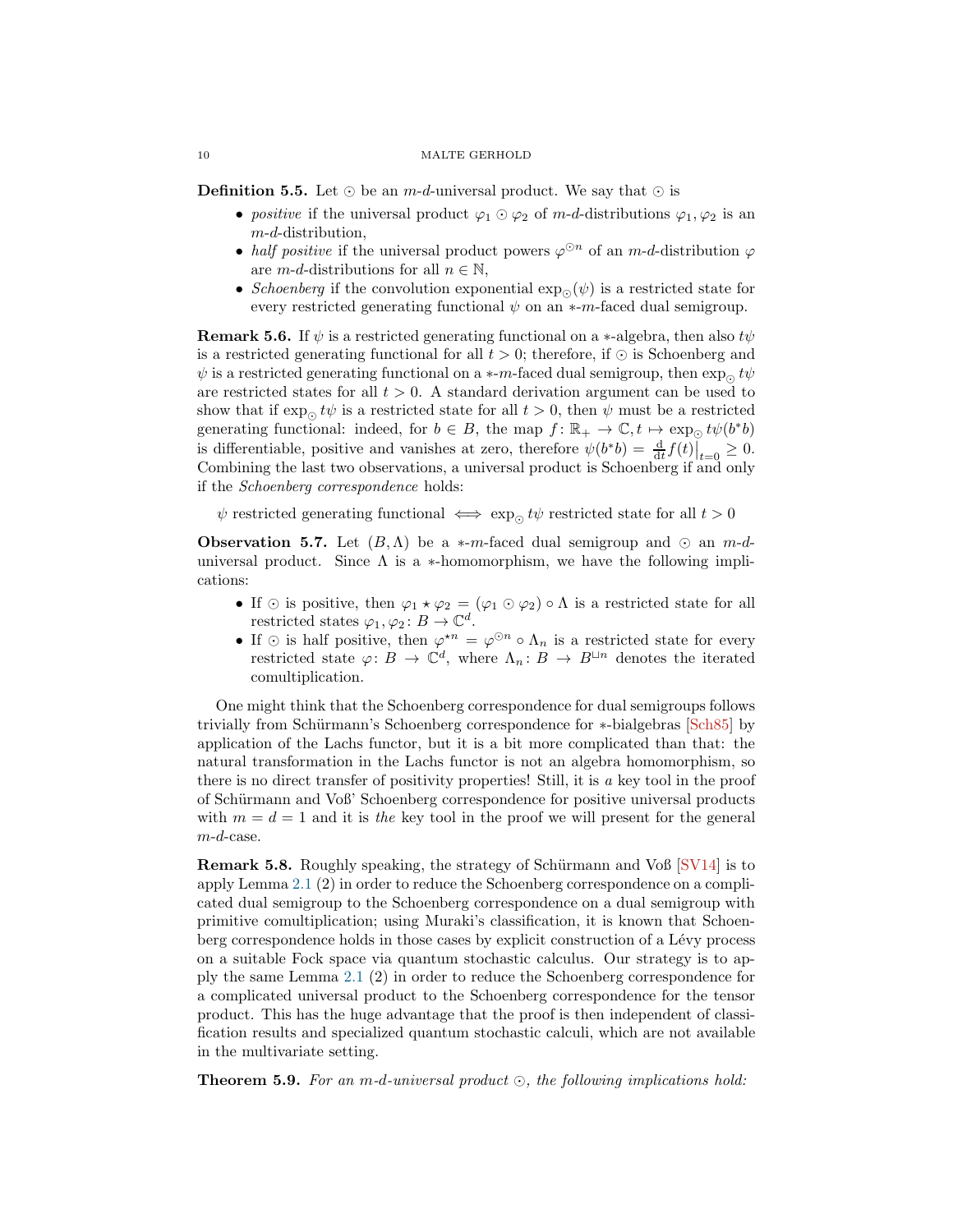**Definition 5.5.** Let $\odot$ be an $m$-$d$-universal product. We say that $\odot$ is

- *positive* if the universal product $\varphi_1 \odot \varphi_2$ of $m$-$d$-distributions $\varphi_1, \varphi_2$ is an $m$-$d$-distribution,
- *half positive* if the universal product powers $\varphi^{\odot n}$ of an $m$-$d$-distribution $\varphi$ are $m$-$d$-distributions for all $n \in \mathbb{N}$,
- *Schoenberg* if the convolution exponential $\exp_\odot(\psi)$ is a restricted state for every restricted generating functional $\psi$ on an $*$-$m$-faced dual semigroup.

**Remark 5.6.** If $\psi$ is a restricted generating functional on a $*$-algebra, then also $t\psi$ is a restricted generating functional for all $t > 0$; therefore, if $\odot$ is Schoenberg and $\psi$ is a restricted generating functional on a $*$-$m$-faced dual semigroup, then $\exp_\odot t\psi$ are restricted states for all $t > 0$. A standard derivation argument can be used to show that if $\exp_\odot t\psi$ is a restricted state for all $t > 0$, then $\psi$ must be a restricted generating functional: indeed, for $b \in B$, the map $f\colon \mathbb{R}_+ \to \mathbb{C}, t \mapsto \exp_\odot t\psi(b^*b)$ is differentiable, positive and vanishes at zero, therefore $\psi(b^*b) = \frac{\mathrm{d}}{\mathrm{d}t} f(t)\big|_{t=0} \geq 0$. Combining the last two observations, a universal product is Schoenberg if and only if the *Schoenberg correspondence* holds:

$$\psi \text{ restricted generating functional} \iff \exp_\odot t\psi \text{ restricted state for all } t > 0$$

**Observation 5.7.** Let $(B, \Lambda)$ be a $*$-$m$-faced dual semigroup and $\odot$ an $m$-$d$-universal product. Since $\Lambda$ is a $*$-homomorphism, we have the following implications:

- If $\odot$ is positive, then $\varphi_1 \star \varphi_2 = (\varphi_1 \odot \varphi_2) \circ \Lambda$ is a restricted state for all restricted states $\varphi_1, \varphi_2\colon B \to \mathbb{C}^d$.
- If $\odot$ is half positive, then $\varphi^{\star n} = \varphi^{\odot n} \circ \Lambda_n$ is a restricted state for every restricted state $\varphi\colon B \to \mathbb{C}^d$, where $\Lambda_n\colon B \to B^{\sqcup n}$ denotes the iterated comultiplication.

One might think that the Schoenberg correspondence for dual semigroups follows trivially from Schürmann's Schoenberg correspondence for $*$-bialgebras [Sch85] by application of the Lachs functor, but it is a bit more complicated than that: the natural transformation in the Lachs functor is not an algebra homomorphism, so there is no direct transfer of positivity properties! Still, it is *a* key tool in the proof of Schürmann and Voß' Schoenberg correspondence for positive universal products with $m = d = 1$ and it is *the* key tool in the proof we will present for the general $m$-$d$-case.

**Remark 5.8.** Roughly speaking, the strategy of Schürmann and Voß [SV14] is to apply Lemma 2.1 (2) in order to reduce the Schoenberg correspondence on a complicated dual semigroup to the Schoenberg correspondence on a dual semigroup with primitive comultiplication; using Muraki's classification, it is known that Schoenberg correspondence holds in those cases by explicit construction of a Lévy process on a suitable Fock space via quantum stochastic calculus. Our strategy is to apply the same Lemma 2.1 (2) in order to reduce the Schoenberg correspondence for a complicated universal product to the Schoenberg correspondence for the tensor product. This has the huge advantage that the proof is then independent of classification results and specialized quantum stochastic calculi, which are not available in the multivariate setting.

**Theorem 5.9.** *For an $m$-$d$-universal product $\odot$, the following implications hold:*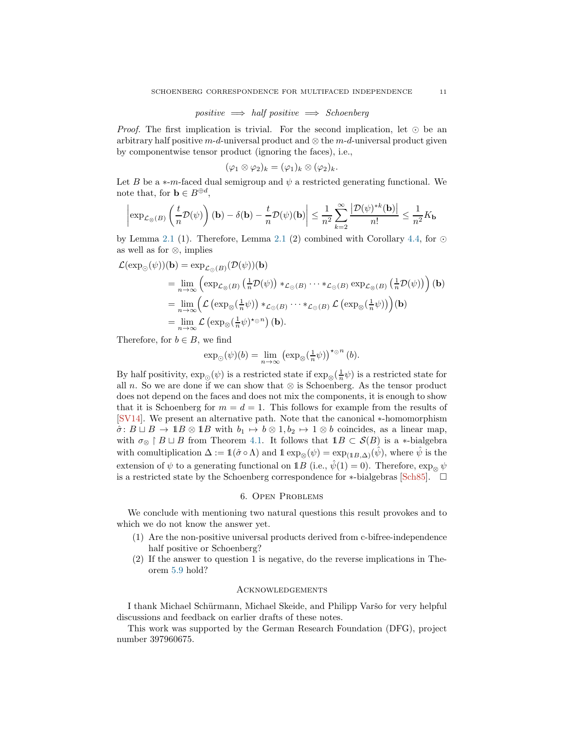$$\textit{positive} \implies \textit{half positive} \implies \textit{Schoenberg}$$

*Proof.* The first implication is trivial. For the second implication, let $\odot$ be an arbitrary half positive $m$-$d$-universal product and $\otimes$ the $m$-$d$-universal product given by componentwise tensor product (ignoring the faces), i.e.,

$$(\varphi_1 \otimes \varphi_2)_k = (\varphi_1)_k \otimes (\varphi_2)_k.$$

Let $B$ be a $*$-$m$-faced dual semigroup and $\psi$ a restricted generating functional. We note that, for $\mathbf{b} \in B^{\oplus d}$,

$$\left|\exp_{\mathcal{L}_\otimes(B)}\left(\frac{t}{n}\mathcal{D}(\psi)\right)(\mathbf{b}) - \delta(\mathbf{b}) - \frac{t}{n}\mathcal{D}(\psi)(\mathbf{b})\right| \leq \frac{1}{n^2}\sum_{k=2}^{\infty}\frac{\left|\mathcal{D}(\psi)^{*k}(\mathbf{b})\right|}{n!} \leq \frac{1}{n^2}K_{\mathbf{b}}$$

by Lemma 2.1 (1). Therefore, Lemma 2.1 (2) combined with Corollary 4.4, for $\odot$ as well as for $\otimes$, implies

$$\begin{aligned}
\mathcal{L}(\exp_\odot(\psi))(\mathbf{b}) &= \exp_{\mathcal{L}_\odot(B)}(\mathcal{D}(\psi))(\mathbf{b}) \\
&= \lim_{n\to\infty}\left(\exp_{\mathcal{L}_\otimes(B)}\left(\tfrac{1}{n}\mathcal{D}(\psi)\right) *_{\mathcal{L}_\odot(B)} \cdots *_{\mathcal{L}_\odot(B)} \exp_{\mathcal{L}_\otimes(B)}\left(\tfrac{1}{n}\mathcal{D}(\psi)\right)\right)(\mathbf{b}) \\
&= \lim_{n\to\infty}\Big(\mathcal{L}\left(\exp_\otimes(\tfrac{1}{n}\psi)\right) *_{\mathcal{L}_\odot(B)} \cdots *_{\mathcal{L}_\odot(B)} \mathcal{L}\left(\exp_\otimes(\tfrac{1}{n}\psi)\right)\Big)(\mathbf{b}) \\
&= \lim_{n\to\infty}\mathcal{L}\left(\exp_\otimes(\tfrac{1}{n}\psi)^{\star_\odot n}\right)(\mathbf{b}).
\end{aligned}$$

Therefore, for $b \in B$, we find

$$\exp_\odot(\psi)(b) = \lim_{n\to\infty}\left(\exp_\otimes(\tfrac{1}{n}\psi)\right)^{\star_\odot n}(b).$$

By half positivity, $\exp_\odot(\psi)$ is a restricted state if $\exp_\otimes(\frac{1}{n}\psi)$ is a restricted state for all $n$. So we are done if we can show that $\otimes$ is Schoenberg. As the tensor product does not depend on the faces and does not mix the components, it is enough to show that it is Schoenberg for $m = d = 1$. This follows for example from the results of [SV14]. We present an alternative path. Note that the canonical $*$-homomorphism $\hat{\sigma}\colon B \sqcup B \to 1\!\!1B \otimes 1\!\!1B$ with $b_1 \mapsto b \otimes 1, b_2 \mapsto 1 \otimes b$ coincides, as a linear map, with $\sigma_\otimes \restriction B \sqcup B$ from Theorem 4.1. It follows that $1\!\!1B \subset \mathcal{S}(B)$ is a $*$-bialgebra with comultiplication $\Delta := 1\!\!1(\hat{\sigma} \circ \Lambda)$ and $1\!\!1\exp_\otimes(\psi) = \exp_{(1\!\!1B,\Delta)}(\hat{\psi})$, where $\hat{\psi}$ is the extension of $\psi$ to a generating functional on $1\!\!1B$ (i.e., $\hat{\psi}(1) = 0$). Therefore, $\exp_\otimes \psi$ is a restricted state by the Schoenberg correspondence for $*$-bialgebras [Sch85]. $\square$

## 6. Open Problems

We conclude with mentioning two natural questions this result provokes and to which we do not know the answer yet.

1. Are the non-positive universal products derived from c-bifree-independence half positive or Schoenberg?
2. If the answer to question 1 is negative, do the reverse implications in Theorem 5.9 hold?

## Acknowledgements

I thank Michael Schürmann, Michael Skeide, and Philipp Varšo for very helpful discussions and feedback on earlier drafts of these notes.

This work was supported by the German Research Foundation (DFG), project number 397960675.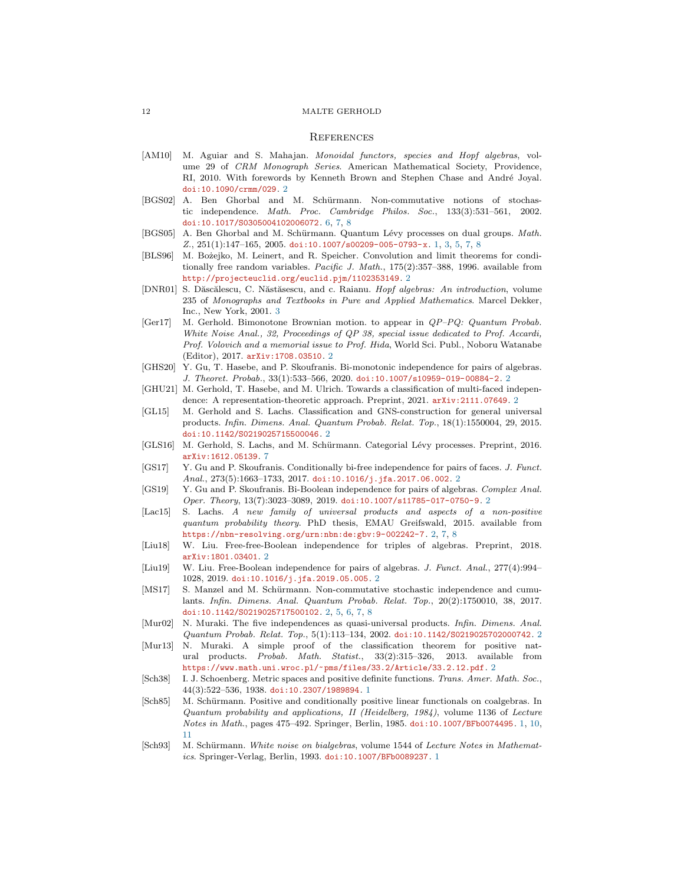## References

- [AM10] M. Aguiar and S. Mahajan. *Monoidal functors, species and Hopf algebras*, volume 29 of *CRM Monograph Series*. American Mathematical Society, Providence, RI, 2010. With forewords by Kenneth Brown and Stephen Chase and André Joyal. doi:10.1090/crmm/029. 2
- [BGS02] A. Ben Ghorbal and M. Schürmann. Non-commutative notions of stochastic independence. *Math. Proc. Cambridge Philos. Soc.*, 133(3):531–561, 2002. doi:10.1017/S0305004102006072. 6, 7, 8
- [BGS05] A. Ben Ghorbal and M. Schürmann. Quantum Lévy processes on dual groups. *Math. Z.*, 251(1):147–165, 2005. doi:10.1007/s00209-005-0793-x. 1, 3, 5, 7, 8
- [BLS96] M. Bożejko, M. Leinert, and R. Speicher. Convolution and limit theorems for conditionally free random variables. *Pacific J. Math.*, 175(2):357–388, 1996. available from http://projecteuclid.org/euclid.pjm/1102353149. 2
- [DNR01] S. Dăscălescu, C. Năstăsescu, and c. Raianu. *Hopf algebras: An introduction*, volume 235 of *Monographs and Textbooks in Pure and Applied Mathematics*. Marcel Dekker, Inc., New York, 2001. 3
- [Ger17] M. Gerhold. Bimonotone Brownian motion. to appear in *QP–PQ: Quantum Probab. White Noise Anal., 32, Proceedings of QP 38, special issue dedicated to Prof. Accardi, Prof. Volovich and a memorial issue to Prof. Hida*, World Sci. Publ., Noboru Watanabe (Editor), 2017. arXiv:1708.03510. 2
- [GHS20] Y. Gu, T. Hasebe, and P. Skoufranis. Bi-monotonic independence for pairs of algebras. *J. Theoret. Probab.*, 33(1):533–566, 2020. doi:10.1007/s10959-019-00884-2. 2
- [GHU21] M. Gerhold, T. Hasebe, and M. Ulrich. Towards a classification of multi-faced independence: A representation-theoretic approach. Preprint, 2021. arXiv:2111.07649. 2
- [GL15] M. Gerhold and S. Lachs. Classification and GNS-construction for general universal products. *Infin. Dimens. Anal. Quantum Probab. Relat. Top.*, 18(1):1550004, 29, 2015. doi:10.1142/S0219025715500046. 2
- [GLS16] M. Gerhold, S. Lachs, and M. Schürmann. Categorial Lévy processes. Preprint, 2016. arXiv:1612.05139. 7
- [GS17] Y. Gu and P. Skoufranis. Conditionally bi-free independence for pairs of faces. *J. Funct. Anal.*, 273(5):1663–1733, 2017. doi:10.1016/j.jfa.2017.06.002. 2
- [GS19] Y. Gu and P. Skoufranis. Bi-Boolean independence for pairs of algebras. *Complex Anal. Oper. Theory*, 13(7):3023–3089, 2019. doi:10.1007/s11785-017-0750-9. 2
- [Lac15] S. Lachs. *A new family of universal products and aspects of a non-positive quantum probability theory*. PhD thesis, EMAU Greifswald, 2015. available from https://nbn-resolving.org/urn:nbn:de:gbv:9-002242-7. 2, 7, 8
- [Liu18] W. Liu. Free-free-Boolean independence for triples of algebras. Preprint, 2018. arXiv:1801.03401. 2
- [Liu19] W. Liu. Free-Boolean independence for pairs of algebras. *J. Funct. Anal.*, 277(4):994–1028, 2019. doi:10.1016/j.jfa.2019.05.005. 2
- [MS17] S. Manzel and M. Schürmann. Non-commutative stochastic independence and cumulants. *Infin. Dimens. Anal. Quantum Probab. Relat. Top.*, 20(2):1750010, 38, 2017. doi:10.1142/S0219025717500102. 2, 5, 6, 7, 8
- [Mur02] N. Muraki. The five independences as quasi-universal products. *Infin. Dimens. Anal. Quantum Probab. Relat. Top.*, 5(1):113–134, 2002. doi:10.1142/S0219025702000742. 2
- [Mur13] N. Muraki. A simple proof of the classification theorem for positive natural products. *Probab. Math. Statist.*, 33(2):315–326, 2013. available from https://www.math.uni.wroc.pl/~pms/files/33.2/Article/33.2.12.pdf. 2
- [Sch38] I. J. Schoenberg. Metric spaces and positive definite functions. *Trans. Amer. Math. Soc.*, 44(3):522–536, 1938. doi:10.2307/1989894. 1
- [Sch85] M. Schürmann. Positive and conditionally positive linear functionals on coalgebras. In *Quantum probability and applications, II (Heidelberg, 1984)*, volume 1136 of *Lecture Notes in Math.*, pages 475–492. Springer, Berlin, 1985. doi:10.1007/BFb0074495. 1, 10, 11
- [Sch93] M. Schürmann. *White noise on bialgebras*, volume 1544 of *Lecture Notes in Mathematics*. Springer-Verlag, Berlin, 1993. doi:10.1007/BFb0089237. 1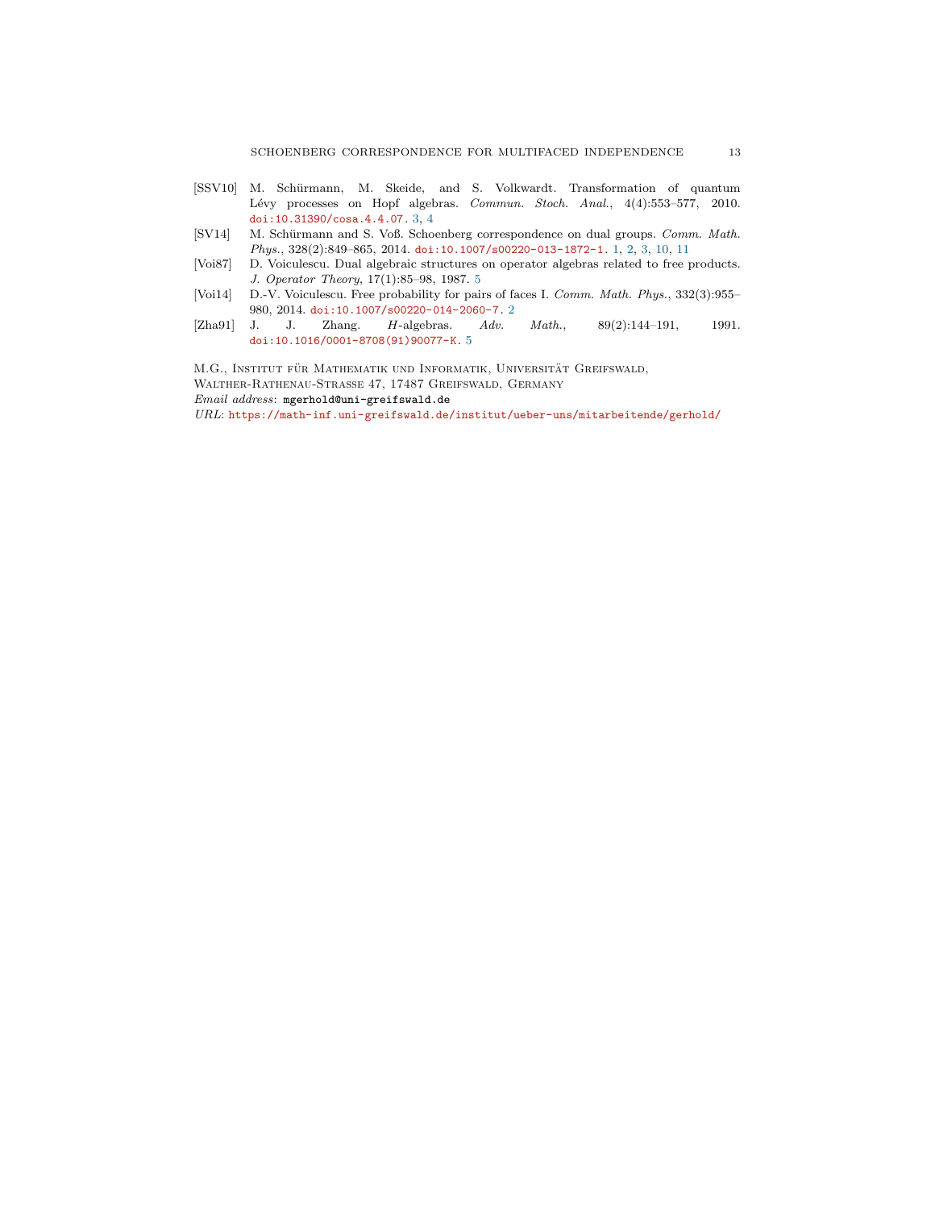- [SSV10] M. Schürmann, M. Skeide, and S. Volkwardt. Transformation of quantum Lévy processes on Hopf algebras. *Commun. Stoch. Anal.*, 4(4):553–577, 2010. doi:10.31390/cosa.4.4.07. 3, 4
- [SV14] M. Schürmann and S. Voß. Schoenberg correspondence on dual groups. *Comm. Math. Phys.*, 328(2):849–865, 2014. doi:10.1007/s00220-013-1872-1. 1, 2, 3, 10, 11
- [Voi87] D. Voiculescu. Dual algebraic structures on operator algebras related to free products. *J. Operator Theory*, 17(1):85–98, 1987. 5
- [Voi14] D.-V. Voiculescu. Free probability for pairs of faces I. *Comm. Math. Phys.*, 332(3):955–980, 2014. doi:10.1007/s00220-014-2060-7. 2
- [Zha91] J. J. Zhang. $H$-algebras. *Adv. Math.*, 89(2):144–191, 1991. doi:10.1016/0001-8708(91)90077-K. 5

M.G., Institut für Mathematik und Informatik, Universität Greifswald,
Walther-Rathenau-Strasse 47, 17487 Greifswald, Germany

*Email address*: mgerhold@uni-greifswald.de

*URL*: https://math-inf.uni-greifswald.de/institut/ueber-uns/mitarbeitende/gerhold/